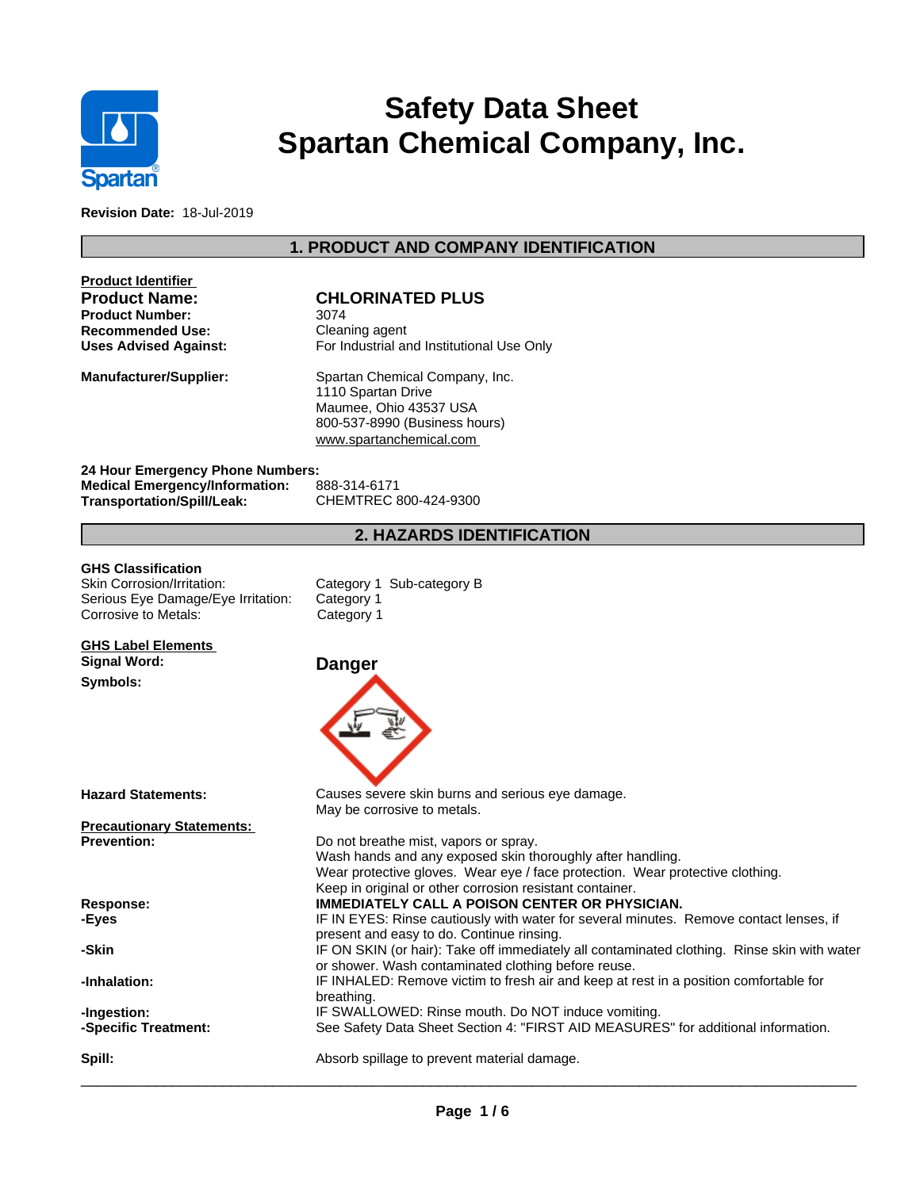# Safety Data Sheet
# Spartan Chemical Company, Inc.

**Revision Date:** 18-Jul-2019

## 1. PRODUCT AND COMPANY IDENTIFICATION

**Product Identifier**

| | |
|---|---|
| **Product Name:** | **CHLORINATED PLUS** |
| **Product Number:** | 3074 |
| **Recommended Use:** | Cleaning agent |
| **Uses Advised Against:** | For Industrial and Institutional Use Only |
| **Manufacturer/Supplier:** | Spartan Chemical Company, Inc.<br>1110 Spartan Drive<br>Maumee, Ohio 43537 USA<br>800-537-8990 (Business hours)<br>www.spartanchemical.com |

**24 Hour Emergency Phone Numbers:**

| | |
|---|---|
| **Medical Emergency/Information:** | 888-314-6171 |
| **Transportation/Spill/Leak:** | CHEMTREC 800-424-9300 |

## 2. HAZARDS IDENTIFICATION

**GHS Classification**

| | |
|---|---|
| Skin Corrosion/Irritation: | Category 1 Sub-category B |
| Serious Eye Damage/Eye Irritation: | Category 1 |
| Corrosive to Metals: | Category 1 |

**GHS Label Elements**

**Signal Word:** **Danger**

**Symbols:**

**Hazard Statements:** Causes severe skin burns and serious eye damage.
May be corrosive to metals.

**Precautionary Statements:**

| | |
|---|---|
| **Prevention:** | Do not breathe mist, vapors or spray.<br>Wash hands and any exposed skin thoroughly after handling.<br>Wear protective gloves. Wear eye / face protection. Wear protective clothing.<br>Keep in original or other corrosion resistant container. |
| **Response:** | **IMMEDIATELY CALL A POISON CENTER OR PHYSICIAN.** |
| **-Eyes** | IF IN EYES: Rinse cautiously with water for several minutes. Remove contact lenses, if present and easy to do. Continue rinsing. |
| **-Skin** | IF ON SKIN (or hair): Take off immediately all contaminated clothing. Rinse skin with water or shower. Wash contaminated clothing before reuse. |
| **-Inhalation:** | IF INHALED: Remove victim to fresh air and keep at rest in a position comfortable for breathing. |
| **-Ingestion:** | IF SWALLOWED: Rinse mouth. Do NOT induce vomiting. |
| **-Specific Treatment:** | See Safety Data Sheet Section 4: "FIRST AID MEASURES" for additional information. |
| **Spill:** | Absorb spillage to prevent material damage. |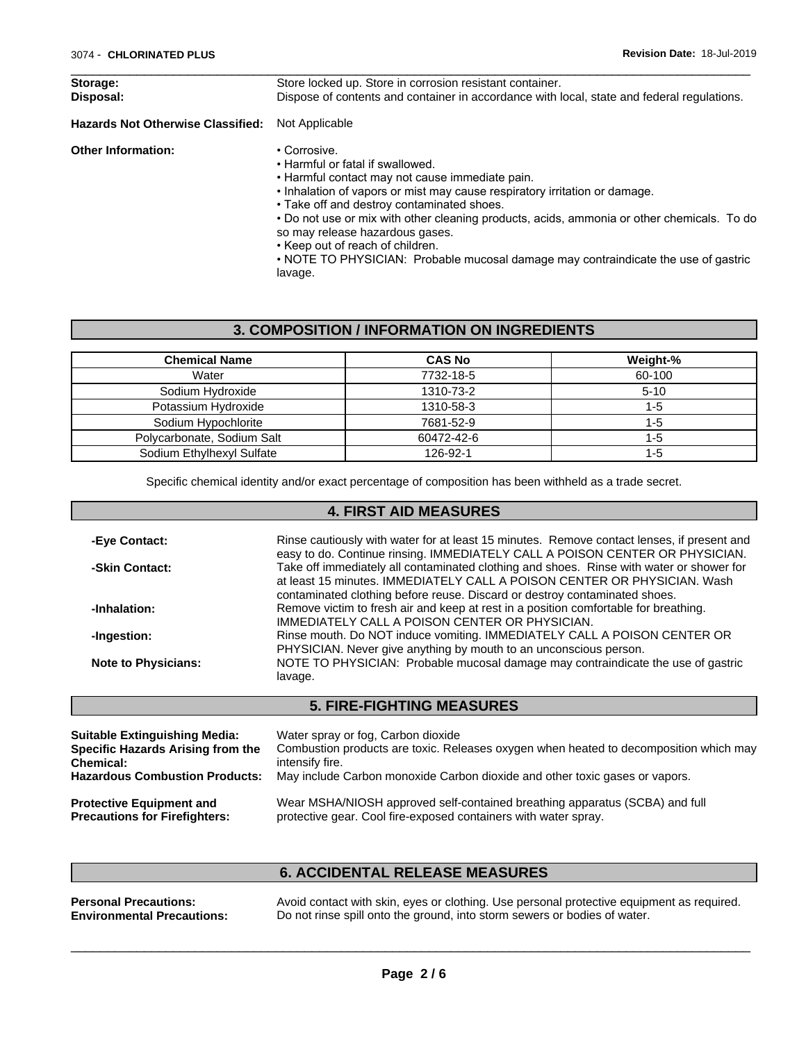**Storage:** Store locked up. Store in corrosion resistant container.

**Disposal:** Dispose of contents and container in accordance with local, state and federal regulations.

**Hazards Not Otherwise Classified:** Not Applicable

**Other Information:**

- Corrosive.
- Harmful or fatal if swallowed.
- Harmful contact may not cause immediate pain.
- Inhalation of vapors or mist may cause respiratory irritation or damage.
- Take off and destroy contaminated shoes.
- Do not use or mix with other cleaning products, acids, ammonia or other chemicals. To do so may release hazardous gases.
- Keep out of reach of children.
- NOTE TO PHYSICIAN: Probable mucosal damage may contraindicate the use of gastric lavage.

## 3. COMPOSITION / INFORMATION ON INGREDIENTS

| Chemical Name | CAS No | Weight-% |
|---|---|---|
| Water | 7732-18-5 | 60-100 |
| Sodium Hydroxide | 1310-73-2 | 5-10 |
| Potassium Hydroxide | 1310-58-3 | 1-5 |
| Sodium Hypochlorite | 7681-52-9 | 1-5 |
| Polycarbonate, Sodium Salt | 60472-42-6 | 1-5 |
| Sodium Ethylhexyl Sulfate | 126-92-1 | 1-5 |

Specific chemical identity and/or exact percentage of composition has been withheld as a trade secret.

## 4. FIRST AID MEASURES

**-Eye Contact:** Rinse cautiously with water for at least 15 minutes. Remove contact lenses, if present and easy to do. Continue rinsing. IMMEDIATELY CALL A POISON CENTER OR PHYSICIAN.

**-Skin Contact:** Take off immediately all contaminated clothing and shoes. Rinse with water or shower for at least 15 minutes. IMMEDIATELY CALL A POISON CENTER OR PHYSICIAN. Wash contaminated clothing before reuse. Discard or destroy contaminated shoes.

**-Inhalation:** Remove victim to fresh air and keep at rest in a position comfortable for breathing. IMMEDIATELY CALL A POISON CENTER OR PHYSICIAN.

**-Ingestion:** Rinse mouth. Do NOT induce vomiting. IMMEDIATELY CALL A POISON CENTER OR PHYSICIAN. Never give anything by mouth to an unconscious person.

**Note to Physicians:** NOTE TO PHYSICIAN: Probable mucosal damage may contraindicate the use of gastric lavage.

## 5. FIRE-FIGHTING MEASURES

**Suitable Extinguishing Media:** Water spray or fog, Carbon dioxide

**Specific Hazards Arising from the Chemical:** Combustion products are toxic. Releases oxygen when heated to decomposition which may intensify fire.

**Hazardous Combustion Products:** May include Carbon monoxide Carbon dioxide and other toxic gases or vapors.

**Protective Equipment and Precautions for Firefighters:** Wear MSHA/NIOSH approved self-contained breathing apparatus (SCBA) and full protective gear. Cool fire-exposed containers with water spray.

## 6. ACCIDENTAL RELEASE MEASURES

**Personal Precautions:** Avoid contact with skin, eyes or clothing. Use personal protective equipment as required.

**Environmental Precautions:** Do not rinse spill onto the ground, into storm sewers or bodies of water.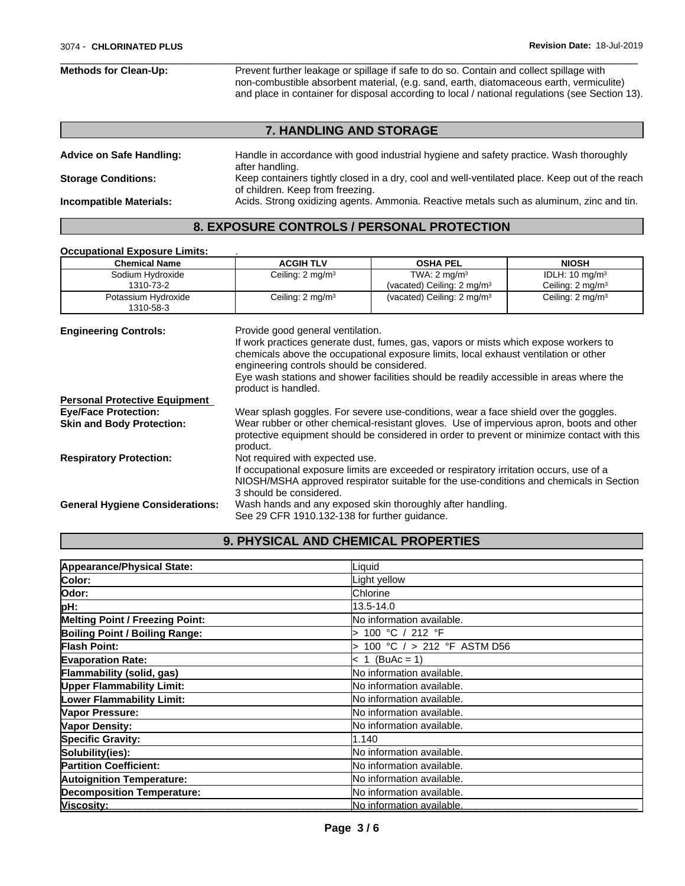**Methods for Clean-Up:** Prevent further leakage or spillage if safe to do so. Contain and collect spillage with non-combustible absorbent material, (e.g. sand, earth, diatomaceous earth, vermiculite) and place in container for disposal according to local / national regulations (see Section 13).

## 7. HANDLING AND STORAGE

**Advice on Safe Handling:** Handle in accordance with good industrial hygiene and safety practice. Wash thoroughly after handling.

**Storage Conditions:** Keep containers tightly closed in a dry, cool and well-ventilated place. Keep out of the reach of children. Keep from freezing.

**Incompatible Materials:** Acids. Strong oxidizing agents. Ammonia. Reactive metals such as aluminum, zinc and tin.

## 8. EXPOSURE CONTROLS / PERSONAL PROTECTION

**Occupational Exposure Limits:** .

| Chemical Name | ACGIH TLV | OSHA PEL | NIOSH |
|---|---|---|---|
| Sodium Hydroxide 1310-73-2 | Ceiling: 2 mg/m³ | TWA: 2 mg/m³ (vacated) Ceiling: 2 mg/m³ | IDLH: 10 mg/m³ Ceiling: 2 mg/m³ |
| Potassium Hydroxide 1310-58-3 | Ceiling: 2 mg/m³ | (vacated) Ceiling: 2 mg/m³ | Ceiling: 2 mg/m³ |

**Engineering Controls:** Provide good general ventilation.
If work practices generate dust, fumes, gas, vapors or mists which expose workers to chemicals above the occupational exposure limits, local exhaust ventilation or other engineering controls should be considered.
Eye wash stations and shower facilities should be readily accessible in areas where the product is handled.

**Personal Protective Equipment**

**Eye/Face Protection:** Wear splash goggles. For severe use-conditions, wear a face shield over the goggles.

**Skin and Body Protection:** Wear rubber or other chemical-resistant gloves. Use of impervious apron, boots and other protective equipment should be considered in order to prevent or minimize contact with this product.

**Respiratory Protection:** Not required with expected use.
If occupational exposure limits are exceeded or respiratory irritation occurs, use of a NIOSH/MSHA approved respirator suitable for the use-conditions and chemicals in Section 3 should be considered.

**General Hygiene Considerations:** Wash hands and any exposed skin thoroughly after handling.
See 29 CFR 1910.132-138 for further guidance.

## 9. PHYSICAL AND CHEMICAL PROPERTIES

| | |
|---|---|
| **Appearance/Physical State:** | Liquid |
| **Color:** | Light yellow |
| **Odor:** | Chlorine |
| **pH:** | 13.5-14.0 |
| **Melting Point / Freezing Point:** | No information available. |
| **Boiling Point / Boiling Range:** | > 100 °C / 212 °F |
| **Flash Point:** | > 100 °C / > 212 °F ASTM D56 |
| **Evaporation Rate:** | < 1 (BuAc = 1) |
| **Flammability (solid, gas)** | No information available. |
| **Upper Flammability Limit:** | No information available. |
| **Lower Flammability Limit:** | No information available. |
| **Vapor Pressure:** | No information available. |
| **Vapor Density:** | No information available. |
| **Specific Gravity:** | 1.140 |
| **Solubility(ies):** | No information available. |
| **Partition Coefficient:** | No information available. |
| **Autoignition Temperature:** | No information available. |
| **Decomposition Temperature:** | No information available. |
| **Viscosity:** | No information available. |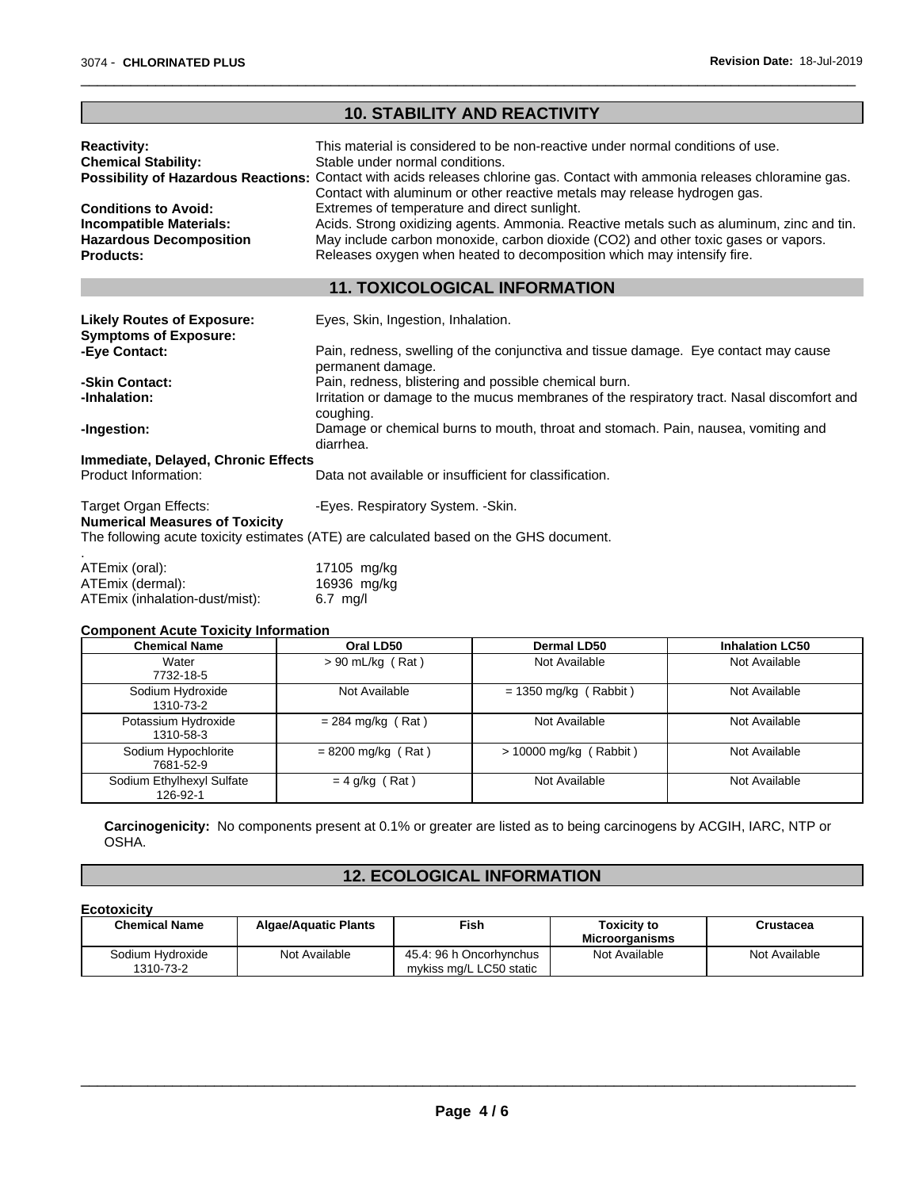## 10. STABILITY AND REACTIVITY

**Reactivity:** This material is considered to be non-reactive under normal conditions of use.

**Chemical Stability:** Stable under normal conditions.

**Possibility of Hazardous Reactions:** Contact with acids releases chlorine gas. Contact with ammonia releases chloramine gas. Contact with aluminum or other reactive metals may release hydrogen gas.

**Conditions to Avoid:** Extremes of temperature and direct sunlight.

**Incompatible Materials:** Acids. Strong oxidizing agents. Ammonia. Reactive metals such as aluminum, zinc and tin.

**Hazardous Decomposition Products:** May include carbon monoxide, carbon dioxide (CO2) and other toxic gases or vapors. Releases oxygen when heated to decomposition which may intensify fire.

## 11. TOXICOLOGICAL INFORMATION

**Likely Routes of Exposure:** Eyes, Skin, Ingestion, Inhalation.

**Symptoms of Exposure:**

**-Eye Contact:** Pain, redness, swelling of the conjunctiva and tissue damage. Eye contact may cause permanent damage.

**-Skin Contact:** Pain, redness, blistering and possible chemical burn.

**-Inhalation:** Irritation or damage to the mucus membranes of the respiratory tract. Nasal discomfort and coughing.

**-Ingestion:** Damage or chemical burns to mouth, throat and stomach. Pain, nausea, vomiting and diarrhea.

**Immediate, Delayed, Chronic Effects**

Product Information: Data not available or insufficient for classification.

Target Organ Effects: -Eyes. Respiratory System. -Skin.

**Numerical Measures of Toxicity**

The following acute toxicity estimates (ATE) are calculated based on the GHS document.

.

ATEmix (oral): 17105 mg/kg
ATEmix (dermal): 16936 mg/kg
ATEmix (inhalation-dust/mist): 6.7 mg/l

**Component Acute Toxicity Information**

| Chemical Name | Oral LD50 | Dermal LD50 | Inhalation LC50 |
|---|---|---|---|
| Water<br>7732-18-5 | > 90 mL/kg ( Rat ) | Not Available | Not Available |
| Sodium Hydroxide<br>1310-73-2 | Not Available | = 1350 mg/kg ( Rabbit ) | Not Available |
| Potassium Hydroxide<br>1310-58-3 | = 284 mg/kg ( Rat ) | Not Available | Not Available |
| Sodium Hypochlorite<br>7681-52-9 | = 8200 mg/kg ( Rat ) | > 10000 mg/kg ( Rabbit ) | Not Available |
| Sodium Ethylhexyl Sulfate<br>126-92-1 | = 4 g/kg ( Rat ) | Not Available | Not Available |

**Carcinogenicity:** No components present at 0.1% or greater are listed as to being carcinogens by ACGIH, IARC, NTP or OSHA.

## 12. ECOLOGICAL INFORMATION

**Ecotoxicity**

| Chemical Name | Algae/Aquatic Plants | Fish | Toxicity to Microorganisms | Crustacea |
|---|---|---|---|---|
| Sodium Hydroxide<br>1310-73-2 | Not Available | 45.4: 96 h Oncorhynchus mykiss mg/L LC50 static | Not Available | Not Available |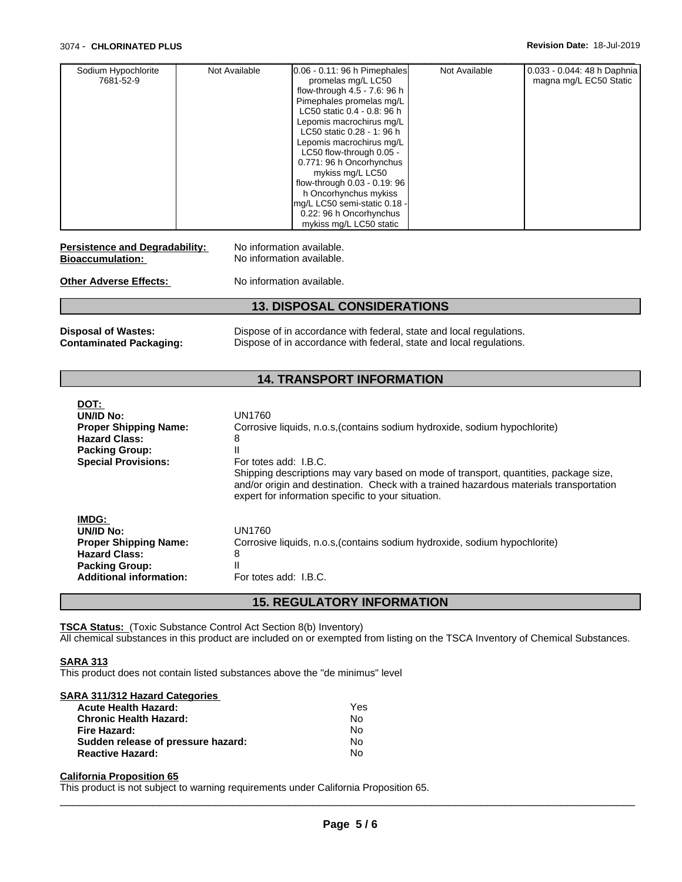| | | | | |
|---|---|---|---|---|
| Sodium Hypochlorite 7681-52-9 | Not Available | 0.06 - 0.11: 96 h Pimephales promelas mg/L LC50 flow-through 4.5 - 7.6: 96 h Pimephales promelas mg/L LC50 static 0.4 - 0.8: 96 h Lepomis macrochirus mg/L LC50 static 0.28 - 1: 96 h Lepomis macrochirus mg/L LC50 flow-through 0.05 - 0.771: 96 h Oncorhynchus mykiss mg/L LC50 flow-through 0.03 - 0.19: 96 h Oncorhynchus mykiss mg/L LC50 semi-static 0.18 - 0.22: 96 h Oncorhynchus mykiss mg/L LC50 static | Not Available | 0.033 - 0.044: 48 h Daphnia magna mg/L EC50 Static |

**Persistence and Degradability:** No information available.
**Bioaccumulation:** No information available.

**Other Adverse Effects:** No information available.

## 13. DISPOSAL CONSIDERATIONS

**Disposal of Wastes:** Dispose of in accordance with federal, state and local regulations.
**Contaminated Packaging:** Dispose of in accordance with federal, state and local regulations.

## 14. TRANSPORT INFORMATION

**DOT:**
**UN/ID No:** UN1760
**Proper Shipping Name:** Corrosive liquids, n.o.s,(contains sodium hydroxide, sodium hypochlorite)
**Hazard Class:** 8
**Packing Group:** II
**Special Provisions:** For totes add: I.B.C.
Shipping descriptions may vary based on mode of transport, quantities, package size, and/or origin and destination. Check with a trained hazardous materials transportation expert for information specific to your situation.

**IMDG:**
**UN/ID No:** UN1760
**Proper Shipping Name:** Corrosive liquids, n.o.s,(contains sodium hydroxide, sodium hypochlorite)
**Hazard Class:** 8
**Packing Group:** II
**Additional information:** For totes add: I.B.C.

## 15. REGULATORY INFORMATION

**TSCA Status:** (Toxic Substance Control Act Section 8(b) Inventory)
All chemical substances in this product are included on or exempted from listing on the TSCA Inventory of Chemical Substances.

**SARA 313**
This product does not contain listed substances above the "de minimus" level

**SARA 311/312 Hazard Categories**

| | |
|---|---|
| **Acute Health Hazard:** | Yes |
| **Chronic Health Hazard:** | No |
| **Fire Hazard:** | No |
| **Sudden release of pressure hazard:** | No |
| **Reactive Hazard:** | No |

**California Proposition 65**
This product is not subject to warning requirements under California Proposition 65.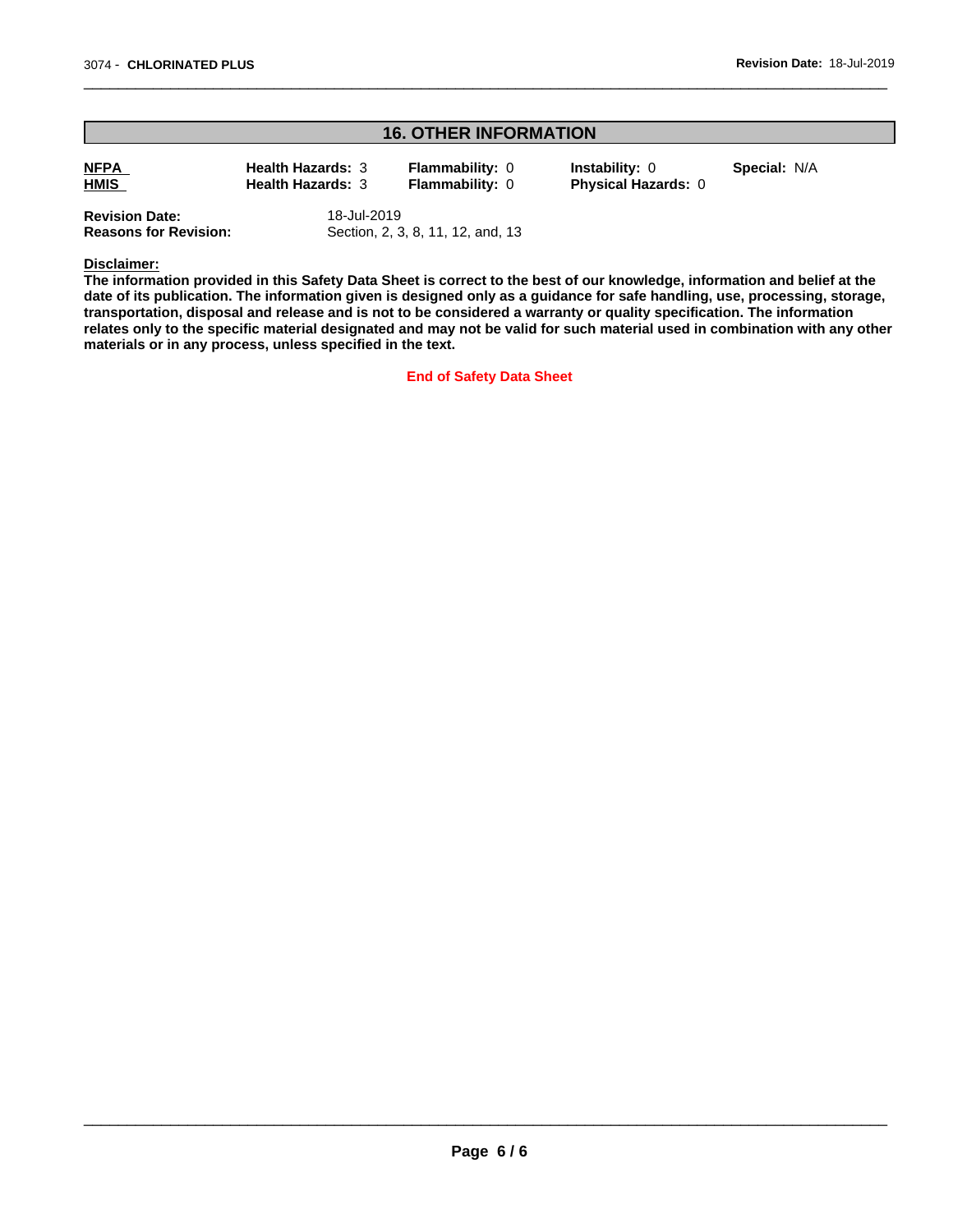## 16. OTHER INFORMATION

| | | | | |
|---|---|---|---|---|
| **NFPA** | **Health Hazards:** 3 | **Flammability:** 0 | **Instability:** 0 | **Special:** N/A |
| **HMIS** | **Health Hazards:** 3 | **Flammability:** 0 | **Physical Hazards:** 0 | |

**Revision Date:** 18-Jul-2019
**Reasons for Revision:** Section, 2, 3, 8, 11, 12, and, 13

**Disclaimer:**

**The information provided in this Safety Data Sheet is correct to the best of our knowledge, information and belief at the date of its publication. The information given is designed only as a guidance for safe handling, use, processing, storage, transportation, disposal and release and is not to be considered a warranty or quality specification. The information relates only to the specific material designated and may not be valid for such material used in combination with any other materials or in any process, unless specified in the text.**

**End of Safety Data Sheet**